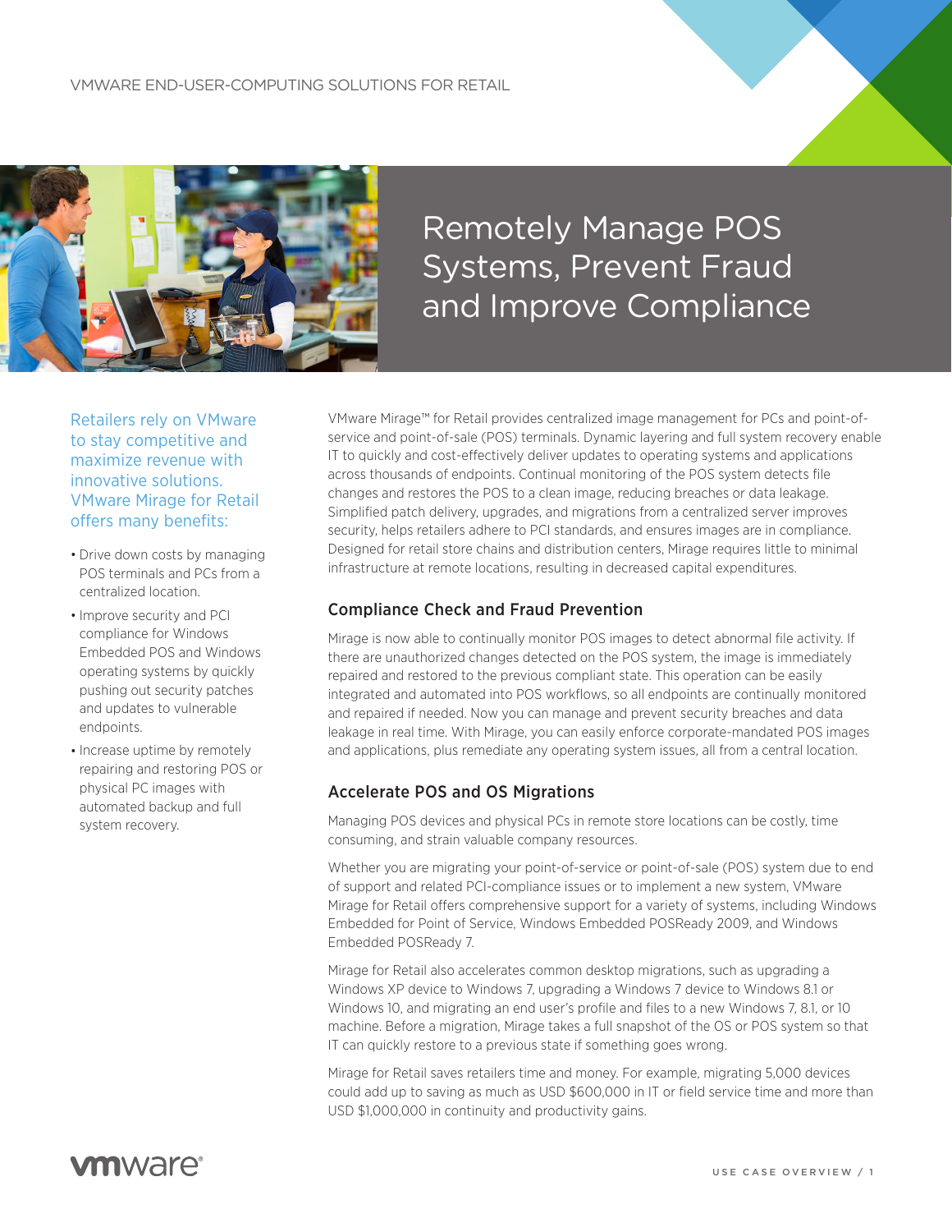VMWARE END-USER-COMPUTING SOLUTIONS FOR RETAIL

# Remotely Manage POS Systems, Prevent Fraud and Improve Compliance

Retailers rely on VMware to stay competitive and maximize revenue with innovative solutions. VMware Mirage for Retail offers many benefits:

- Drive down costs by managing POS terminals and PCs from a centralized location.
- Improve security and PCI compliance for Windows Embedded POS and Windows operating systems by quickly pushing out security patches and updates to vulnerable endpoints.
- Increase uptime by remotely repairing and restoring POS or physical PC images with automated backup and full system recovery.

VMware Mirage™ for Retail provides centralized image management for PCs and point-of-service and point-of-sale (POS) terminals. Dynamic layering and full system recovery enable IT to quickly and cost-effectively deliver updates to operating systems and applications across thousands of endpoints. Continual monitoring of the POS system detects file changes and restores the POS to a clean image, reducing breaches or data leakage. Simplified patch delivery, upgrades, and migrations from a centralized server improves security, helps retailers adhere to PCI standards, and ensures images are in compliance. Designed for retail store chains and distribution centers, Mirage requires little to minimal infrastructure at remote locations, resulting in decreased capital expenditures.

## Compliance Check and Fraud Prevention

Mirage is now able to continually monitor POS images to detect abnormal file activity. If there are unauthorized changes detected on the POS system, the image is immediately repaired and restored to the previous compliant state. This operation can be easily integrated and automated into POS workflows, so all endpoints are continually monitored and repaired if needed. Now you can manage and prevent security breaches and data leakage in real time. With Mirage, you can easily enforce corporate-mandated POS images and applications, plus remediate any operating system issues, all from a central location.

## Accelerate POS and OS Migrations

Managing POS devices and physical PCs in remote store locations can be costly, time consuming, and strain valuable company resources.

Whether you are migrating your point-of-service or point-of-sale (POS) system due to end of support and related PCI-compliance issues or to implement a new system, VMware Mirage for Retail offers comprehensive support for a variety of systems, including Windows Embedded for Point of Service, Windows Embedded POSReady 2009, and Windows Embedded POSReady 7.

Mirage for Retail also accelerates common desktop migrations, such as upgrading a Windows XP device to Windows 7, upgrading a Windows 7 device to Windows 8.1 or Windows 10, and migrating an end user's profile and files to a new Windows 7, 8.1, or 10 machine. Before a migration, Mirage takes a full snapshot of the OS or POS system so that IT can quickly restore to a previous state if something goes wrong.

Mirage for Retail saves retailers time and money. For example, migrating 5,000 devices could add up to saving as much as USD $600,000 in IT or field service time and more than USD $1,000,000 in continuity and productivity gains.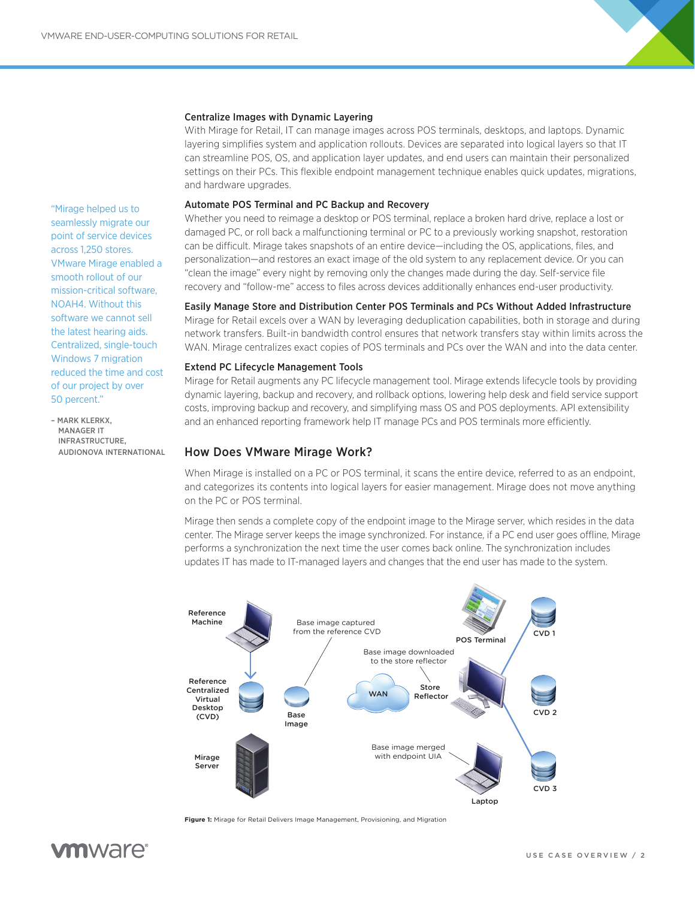### Centralize Images with Dynamic Layering

With Mirage for Retail, IT can manage images across POS terminals, desktops, and laptops. Dynamic layering simplifies system and application rollouts. Devices are separated into logical layers so that IT can streamline POS, OS, and application layer updates, and end users can maintain their personalized settings on their PCs. This flexible endpoint management technique enables quick updates, migrations, and hardware upgrades.

### Automate POS Terminal and PC Backup and Recovery

Whether you need to reimage a desktop or POS terminal, replace a broken hard drive, replace a lost or damaged PC, or roll back a malfunctioning terminal or PC to a previously working snapshot, restoration can be difficult. Mirage takes snapshots of an entire device—including the OS, applications, files, and personalization—and restores an exact image of the old system to any replacement device. Or you can "clean the image" every night by removing only the changes made during the day. Self-service file recovery and "follow-me" access to files across devices additionally enhances end-user productivity.

### Easily Manage Store and Distribution Center POS Terminals and PCs Without Added Infrastructure

Mirage for Retail excels over a WAN by leveraging deduplication capabilities, both in storage and during network transfers. Built-in bandwidth control ensures that network transfers stay within limits across the WAN. Mirage centralizes exact copies of POS terminals and PCs over the WAN and into the data center.

### Extend PC Lifecycle Management Tools

Mirage for Retail augments any PC lifecycle management tool. Mirage extends lifecycle tools by providing dynamic layering, backup and recovery, and rollback options, lowering help desk and field service support costs, improving backup and recovery, and simplifying mass OS and POS deployments. API extensibility and an enhanced reporting framework help IT manage PCs and POS terminals more efficiently.

> "Mirage helped us to seamlessly migrate our point of service devices across 1,250 stores. VMware Mirage enabled a smooth rollout of our mission-critical software, NOAH4. Without this software we cannot sell the latest hearing aids. Centralized, single-touch Windows 7 migration reduced the time and cost of our project by over 50 percent."
>
> – MARK KLERKX, MANAGER IT INFRASTRUCTURE, AUDIONOVA INTERNATIONAL

## How Does VMware Mirage Work?

When Mirage is installed on a PC or POS terminal, it scans the entire device, referred to as an endpoint, and categorizes its contents into logical layers for easier management. Mirage does not move anything on the PC or POS terminal.

Mirage then sends a complete copy of the endpoint image to the Mirage server, which resides in the data center. The Mirage server keeps the image synchronized. For instance, if a PC end user goes offline, Mirage performs a synchronization the next time the user comes back online. The synchronization includes updates IT has made to IT-managed layers and changes that the end user has made to the system.

Reference Machine · Reference Centralized Virtual Desktop (CVD) · Mirage Server · Base image captured from the reference CVD · Base Image · WAN · Base image downloaded to the store reflector · Store Reflector · POS Terminal · Base image merged with endpoint UIA · Laptop · CVD 1 · CVD 2 · CVD 3

**Figure 1:** Mirage for Retail Delivers Image Management, Provisioning, and Migration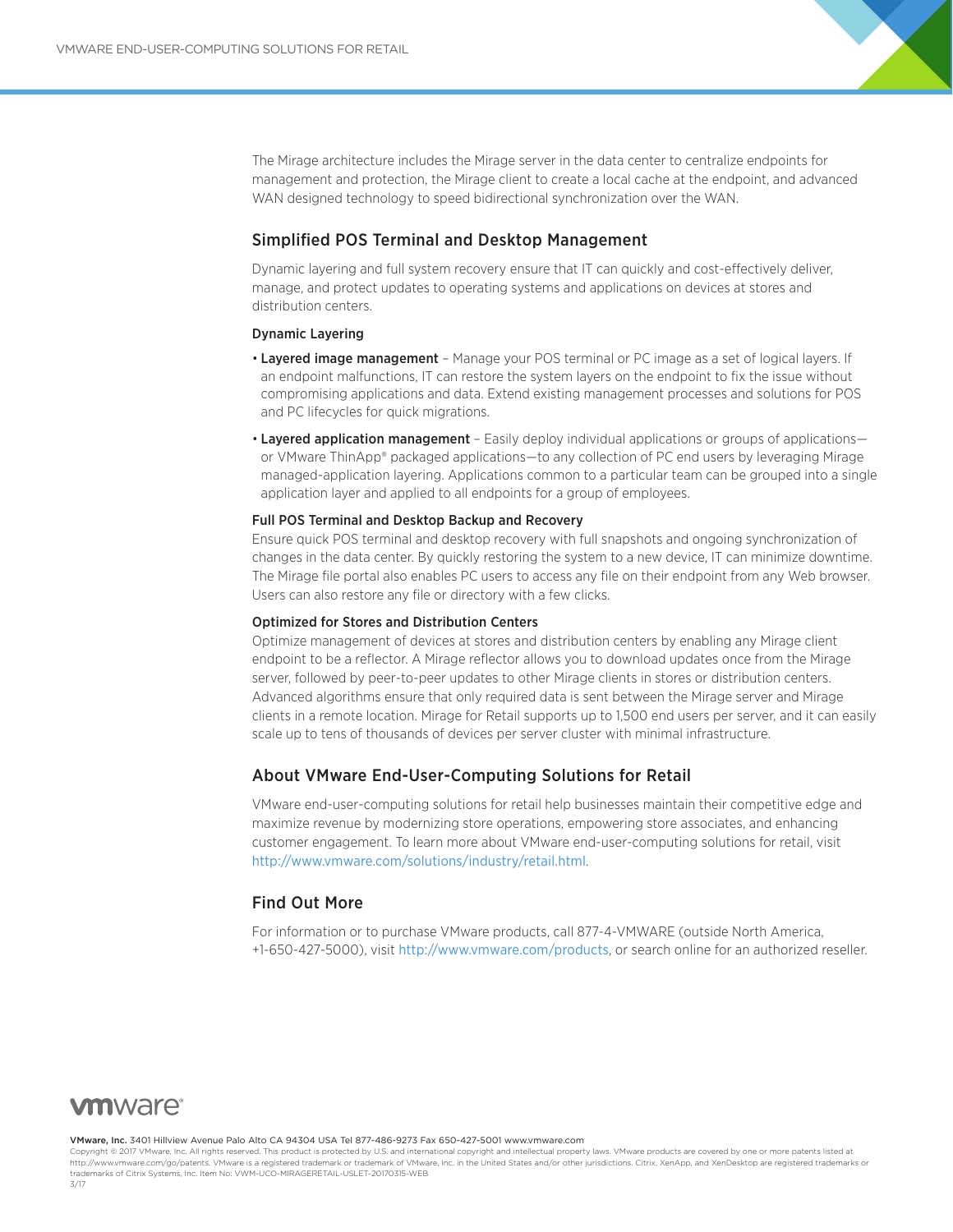The Mirage architecture includes the Mirage server in the data center to centralize endpoints for management and protection, the Mirage client to create a local cache at the endpoint, and advanced WAN designed technology to speed bidirectional synchronization over the WAN.

## Simplified POS Terminal and Desktop Management

Dynamic layering and full system recovery ensure that IT can quickly and cost-effectively deliver, manage, and protect updates to operating systems and applications on devices at stores and distribution centers.

### Dynamic Layering

- **Layered image management** – Manage your POS terminal or PC image as a set of logical layers. If an endpoint malfunctions, IT can restore the system layers on the endpoint to fix the issue without compromising applications and data. Extend existing management processes and solutions for POS and PC lifecycles for quick migrations.
- **Layered application management** – Easily deploy individual applications or groups of applications—or VMware ThinApp® packaged applications—to any collection of PC end users by leveraging Mirage managed-application layering. Applications common to a particular team can be grouped into a single application layer and applied to all endpoints for a group of employees.

### Full POS Terminal and Desktop Backup and Recovery

Ensure quick POS terminal and desktop recovery with full snapshots and ongoing synchronization of changes in the data center. By quickly restoring the system to a new device, IT can minimize downtime. The Mirage file portal also enables PC users to access any file on their endpoint from any Web browser. Users can also restore any file or directory with a few clicks.

### Optimized for Stores and Distribution Centers

Optimize management of devices at stores and distribution centers by enabling any Mirage client endpoint to be a reflector. A Mirage reflector allows you to download updates once from the Mirage server, followed by peer-to-peer updates to other Mirage clients in stores or distribution centers. Advanced algorithms ensure that only required data is sent between the Mirage server and Mirage clients in a remote location. Mirage for Retail supports up to 1,500 end users per server, and it can easily scale up to tens of thousands of devices per server cluster with minimal infrastructure.

## About VMware End-User-Computing Solutions for Retail

VMware end-user-computing solutions for retail help businesses maintain their competitive edge and maximize revenue by modernizing store operations, empowering store associates, and enhancing customer engagement. To learn more about VMware end-user-computing solutions for retail, visit http://www.vmware.com/solutions/industry/retail.html.

## Find Out More

For information or to purchase VMware products, call 877-4-VMWARE (outside North America, +1-650-427-5000), visit http://www.vmware.com/products, or search online for an authorized reseller.

**VMware, Inc.** 3401 Hillview Avenue Palo Alto CA 94304 USA Tel 877-486-9273 Fax 650-427-5001 www.vmware.com
Copyright © 2017 VMware, Inc. All rights reserved. This product is protected by U.S. and international copyright and intellectual property laws. VMware products are covered by one or more patents listed at http://www.vmware.com/go/patents. VMware is a registered trademark or trademark of VMware, Inc. in the United States and/or other jurisdictions. Citrix, XenApp, and XenDesktop are registered trademarks or trademarks of Citrix Systems, Inc. Item No: VWM-UCO-MIRAGERETAIL-USLET-20170315-WEB
3/17